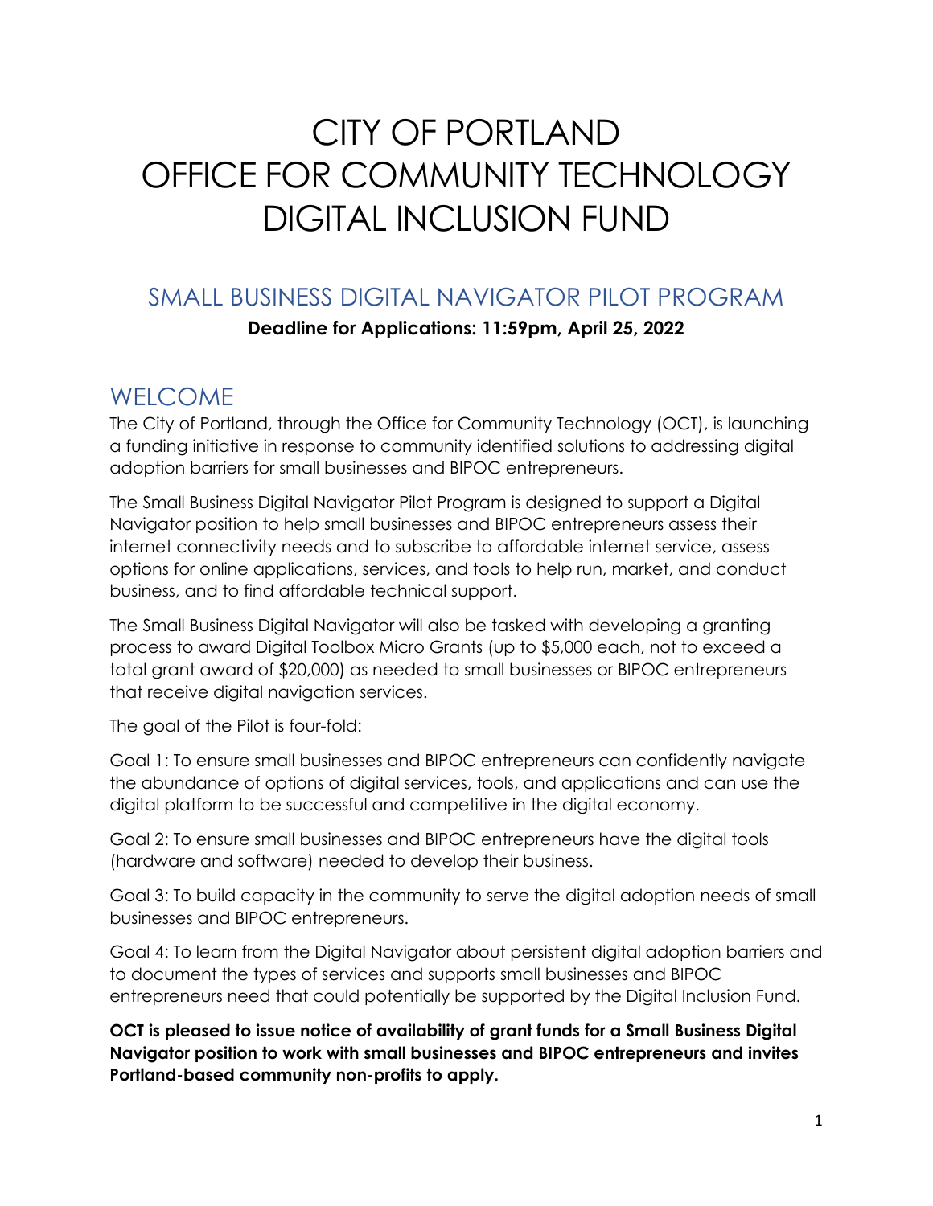# CITY OF PORTLAND
# OFFICE FOR COMMUNITY TECHNOLOGY
# DIGITAL INCLUSION FUND

## SMALL BUSINESS DIGITAL NAVIGATOR PILOT PROGRAM

**Deadline for Applications: 11:59pm, April 25, 2022**

## WELCOME

The City of Portland, through the Office for Community Technology (OCT), is launching a funding initiative in response to community identified solutions to addressing digital adoption barriers for small businesses and BIPOC entrepreneurs.

The Small Business Digital Navigator Pilot Program is designed to support a Digital Navigator position to help small businesses and BIPOC entrepreneurs assess their internet connectivity needs and to subscribe to affordable internet service, assess options for online applications, services, and tools to help run, market, and conduct business, and to find affordable technical support.

The Small Business Digital Navigator will also be tasked with developing a granting process to award Digital Toolbox Micro Grants (up to $5,000 each, not to exceed a total grant award of $20,000) as needed to small businesses or BIPOC entrepreneurs that receive digital navigation services.

The goal of the Pilot is four-fold:

Goal 1: To ensure small businesses and BIPOC entrepreneurs can confidently navigate the abundance of options of digital services, tools, and applications and can use the digital platform to be successful and competitive in the digital economy.

Goal 2: To ensure small businesses and BIPOC entrepreneurs have the digital tools (hardware and software) needed to develop their business.

Goal 3: To build capacity in the community to serve the digital adoption needs of small businesses and BIPOC entrepreneurs.

Goal 4: To learn from the Digital Navigator about persistent digital adoption barriers and to document the types of services and supports small businesses and BIPOC entrepreneurs need that could potentially be supported by the Digital Inclusion Fund.

**OCT is pleased to issue notice of availability of grant funds for a Small Business Digital Navigator position to work with small businesses and BIPOC entrepreneurs and invites Portland-based community non-profits to apply.**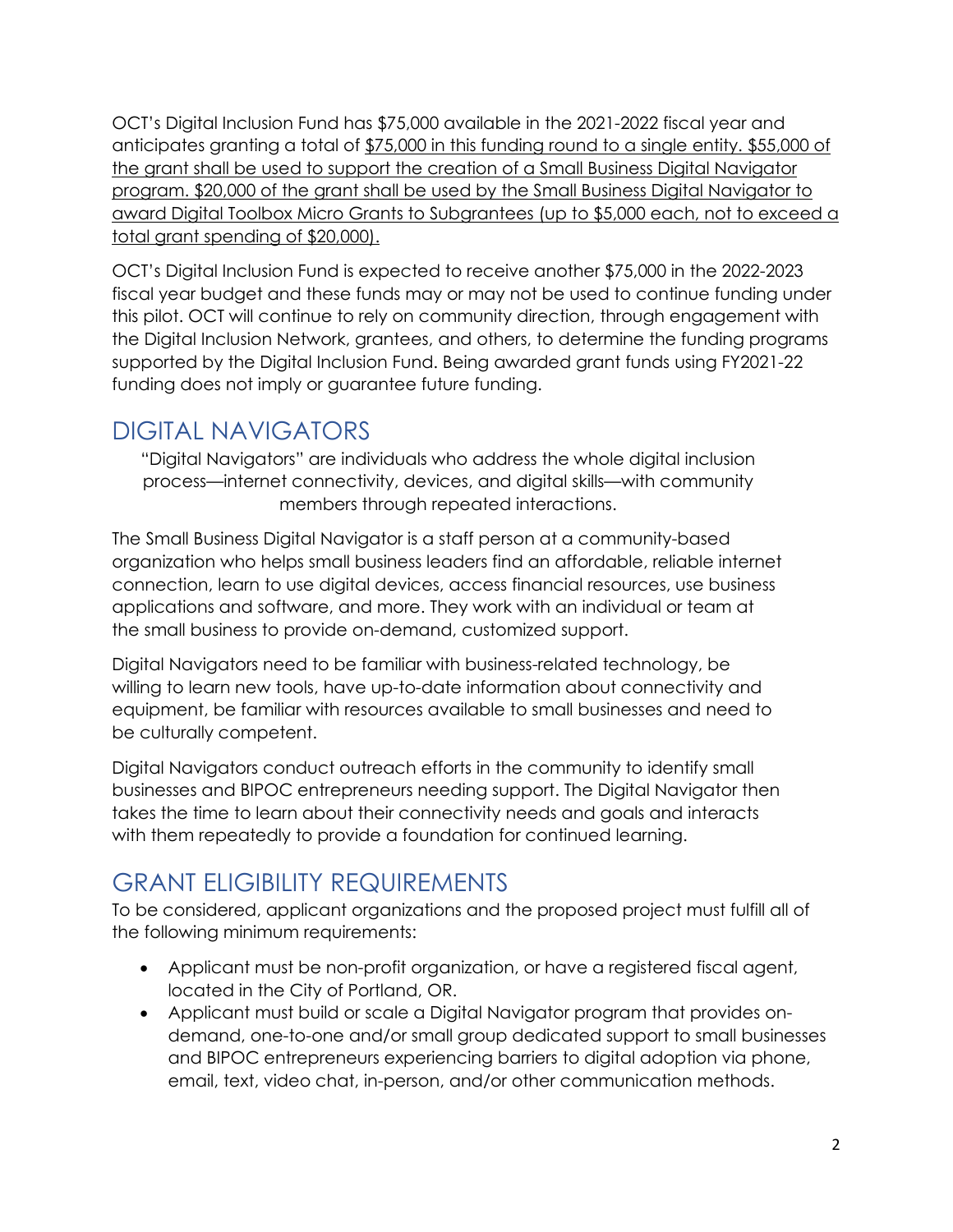OCT's Digital Inclusion Fund has $75,000 available in the 2021-2022 fiscal year and anticipates granting a total of <u>$75,000 in this funding round to a single entity. $55,000 of the grant shall be used to support the creation of a Small Business Digital Navigator program. $20,000 of the grant shall be used by the Small Business Digital Navigator to award Digital Toolbox Micro Grants to Subgrantees (up to $5,000 each, not to exceed a total grant spending of $20,000).</u>

OCT's Digital Inclusion Fund is expected to receive another $75,000 in the 2022-2023 fiscal year budget and these funds may or may not be used to continue funding under this pilot. OCT will continue to rely on community direction, through engagement with the Digital Inclusion Network, grantees, and others, to determine the funding programs supported by the Digital Inclusion Fund. Being awarded grant funds using FY2021-22 funding does not imply or guarantee future funding.

## DIGITAL NAVIGATORS

> "Digital Navigators" are individuals who address the whole digital inclusion process—internet connectivity, devices, and digital skills—with community members through repeated interactions.

The Small Business Digital Navigator is a staff person at a community-based organization who helps small business leaders find an affordable, reliable internet connection, learn to use digital devices, access financial resources, use business applications and software, and more. They work with an individual or team at the small business to provide on-demand, customized support.

Digital Navigators need to be familiar with business-related technology, be willing to learn new tools, have up-to-date information about connectivity and equipment, be familiar with resources available to small businesses and need to be culturally competent.

Digital Navigators conduct outreach efforts in the community to identify small businesses and BIPOC entrepreneurs needing support. The Digital Navigator then takes the time to learn about their connectivity needs and goals and interacts with them repeatedly to provide a foundation for continued learning.

## GRANT ELIGIBILITY REQUIREMENTS

To be considered, applicant organizations and the proposed project must fulfill all of the following minimum requirements:

- Applicant must be non-profit organization, or have a registered fiscal agent, located in the City of Portland, OR.
- Applicant must build or scale a Digital Navigator program that provides on-demand, one-to-one and/or small group dedicated support to small businesses and BIPOC entrepreneurs experiencing barriers to digital adoption via phone, email, text, video chat, in-person, and/or other communication methods.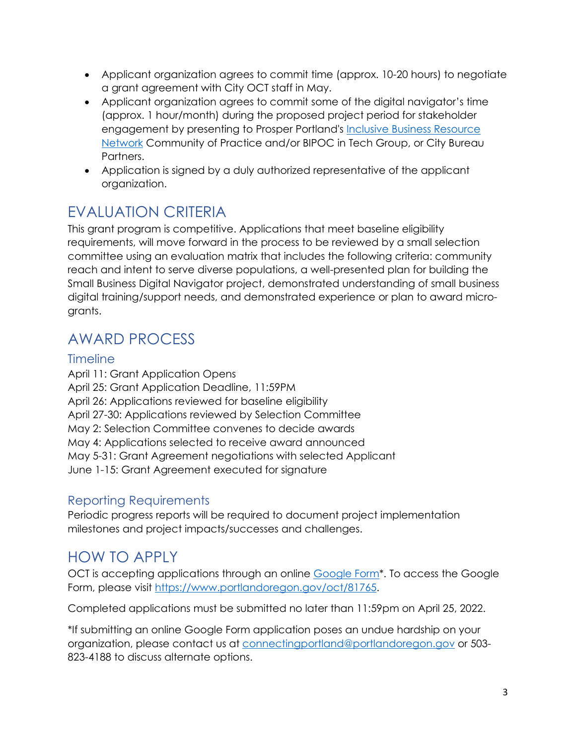- Applicant organization agrees to commit time (approx. 10-20 hours) to negotiate a grant agreement with City OCT staff in May.
- Applicant organization agrees to commit some of the digital navigator's time (approx. 1 hour/month) during the proposed project period for stakeholder engagement by presenting to Prosper Portland's [Inclusive Business Resource Network]() Community of Practice and/or BIPOC in Tech Group, or City Bureau Partners.
- Application is signed by a duly authorized representative of the applicant organization.

## EVALUATION CRITERIA

This grant program is competitive. Applications that meet baseline eligibility requirements, will move forward in the process to be reviewed by a small selection committee using an evaluation matrix that includes the following criteria: community reach and intent to serve diverse populations, a well-presented plan for building the Small Business Digital Navigator project, demonstrated understanding of small business digital training/support needs, and demonstrated experience or plan to award micro-grants.

## AWARD PROCESS

### Timeline

April 11: Grant Application Opens
April 25: Grant Application Deadline, 11:59PM
April 26: Applications reviewed for baseline eligibility
April 27-30: Applications reviewed by Selection Committee
May 2: Selection Committee convenes to decide awards
May 4: Applications selected to receive award announced
May 5-31: Grant Agreement negotiations with selected Applicant
June 1-15: Grant Agreement executed for signature

### Reporting Requirements

Periodic progress reports will be required to document project implementation milestones and project impacts/successes and challenges.

## HOW TO APPLY

OCT is accepting applications through an online [Google Form]()*. To access the Google Form, please visit [https://www.portlandoregon.gov/oct/81765](https://www.portlandoregon.gov/oct/81765).

Completed applications must be submitted no later than 11:59pm on April 25, 2022.

*If submitting an online Google Form application poses an undue hardship on your organization, please contact us at [connectingportland@portlandoregon.gov](mailto:connectingportland@portlandoregon.gov) or 503-823-4188 to discuss alternate options.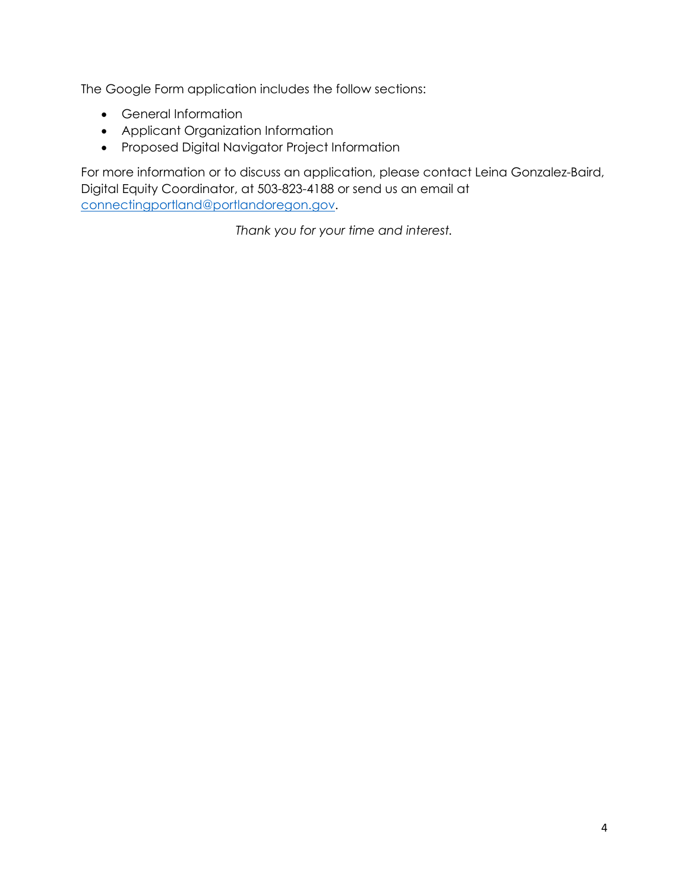The Google Form application includes the follow sections:

- General Information
- Applicant Organization Information
- Proposed Digital Navigator Project Information

For more information or to discuss an application, please contact Leina Gonzalez-Baird, Digital Equity Coordinator, at 503-823-4188 or send us an email at [connectingportland@portlandoregon.gov](mailto:connectingportland@portlandoregon.gov).

*Thank you for your time and interest.*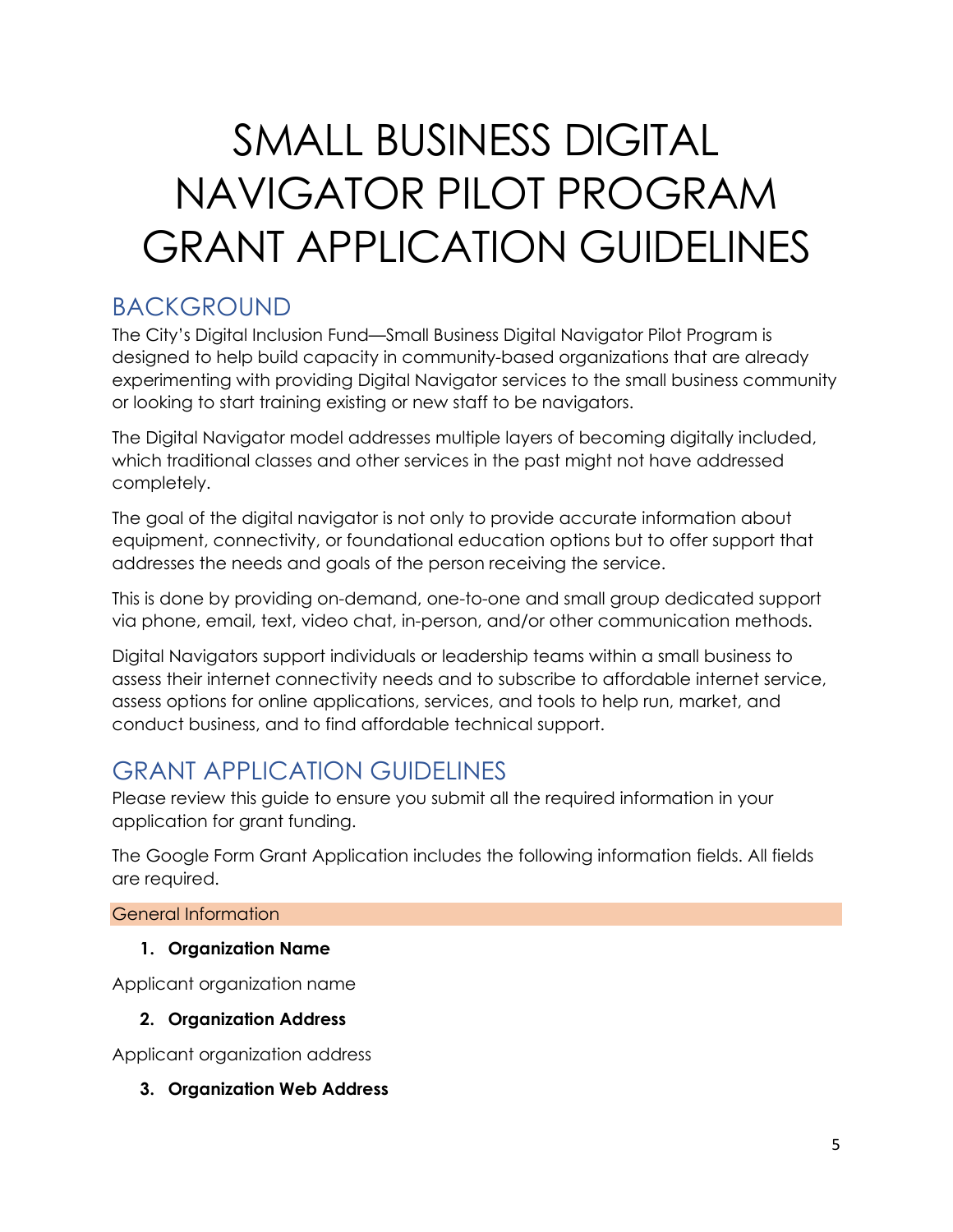# SMALL BUSINESS DIGITAL NAVIGATOR PILOT PROGRAM GRANT APPLICATION GUIDELINES

## BACKGROUND

The City's Digital Inclusion Fund—Small Business Digital Navigator Pilot Program is designed to help build capacity in community-based organizations that are already experimenting with providing Digital Navigator services to the small business community or looking to start training existing or new staff to be navigators.

The Digital Navigator model addresses multiple layers of becoming digitally included, which traditional classes and other services in the past might not have addressed completely.

The goal of the digital navigator is not only to provide accurate information about equipment, connectivity, or foundational education options but to offer support that addresses the needs and goals of the person receiving the service.

This is done by providing on-demand, one-to-one and small group dedicated support via phone, email, text, video chat, in-person, and/or other communication methods.

Digital Navigators support individuals or leadership teams within a small business to assess their internet connectivity needs and to subscribe to affordable internet service, assess options for online applications, services, and tools to help run, market, and conduct business, and to find affordable technical support.

## GRANT APPLICATION GUIDELINES

Please review this guide to ensure you submit all the required information in your application for grant funding.

The Google Form Grant Application includes the following information fields. All fields are required.

### General Information

1. **Organization Name**

Applicant organization name

2. **Organization Address**

Applicant organization address

3. **Organization Web Address**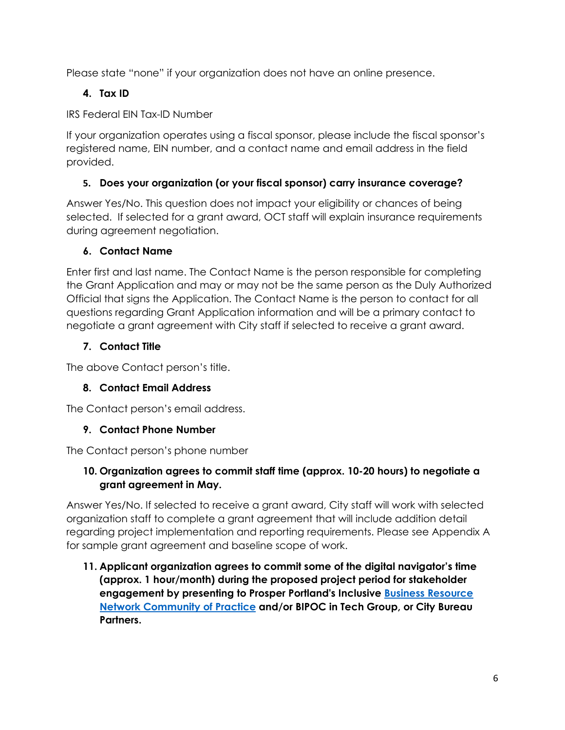Please state "none" if your organization does not have an online presence.

**4. Tax ID**

IRS Federal EIN Tax-ID Number

If your organization operates using a fiscal sponsor, please include the fiscal sponsor's registered name, EIN number, and a contact name and email address in the field provided.

**5. Does your organization (or your fiscal sponsor) carry insurance coverage?**

Answer Yes/No. This question does not impact your eligibility or chances of being selected. If selected for a grant award, OCT staff will explain insurance requirements during agreement negotiation.

**6. Contact Name**

Enter first and last name. The Contact Name is the person responsible for completing the Grant Application and may or may not be the same person as the Duly Authorized Official that signs the Application. The Contact Name is the person to contact for all questions regarding Grant Application information and will be a primary contact to negotiate a grant agreement with City staff if selected to receive a grant award.

**7. Contact Title**

The above Contact person's title.

**8. Contact Email Address**

The Contact person's email address.

**9. Contact Phone Number**

The Contact person's phone number

**10. Organization agrees to commit staff time (approx. 10-20 hours) to negotiate a grant agreement in May.**

Answer Yes/No. If selected to receive a grant award, City staff will work with selected organization staff to complete a grant agreement that will include addition detail regarding project implementation and reporting requirements. Please see Appendix A for sample grant agreement and baseline scope of work.

**11. Applicant organization agrees to commit some of the digital navigator's time (approx. 1 hour/month) during the proposed project period for stakeholder engagement by presenting to Prosper Portland's Inclusive Business Resource Network Community of Practice and/or BIPOC in Tech Group, or City Bureau Partners.**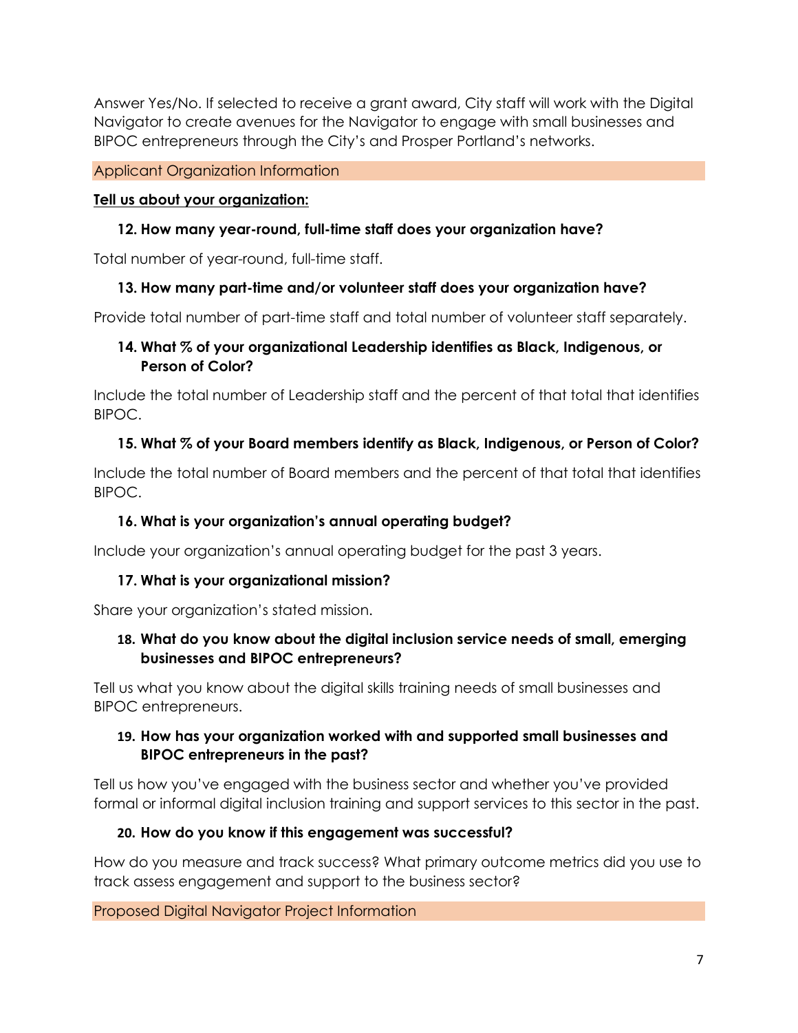Answer Yes/No. If selected to receive a grant award, City staff will work with the Digital Navigator to create avenues for the Navigator to engage with small businesses and BIPOC entrepreneurs through the City's and Prosper Portland's networks.

## Applicant Organization Information

**Tell us about your organization:**

### 12. How many year-round, full-time staff does your organization have?

Total number of year-round, full-time staff.

### 13. How many part-time and/or volunteer staff does your organization have?

Provide total number of part-time staff and total number of volunteer staff separately.

### 14. What % of your organizational Leadership identifies as Black, Indigenous, or Person of Color?

Include the total number of Leadership staff and the percent of that total that identifies BIPOC.

### 15. What % of your Board members identify as Black, Indigenous, or Person of Color?

Include the total number of Board members and the percent of that total that identifies BIPOC.

### 16. What is your organization's annual operating budget?

Include your organization's annual operating budget for the past 3 years.

### 17. What is your organizational mission?

Share your organization's stated mission.

### 18. What do you know about the digital inclusion service needs of small, emerging businesses and BIPOC entrepreneurs?

Tell us what you know about the digital skills training needs of small businesses and BIPOC entrepreneurs.

### 19. How has your organization worked with and supported small businesses and BIPOC entrepreneurs in the past?

Tell us how you've engaged with the business sector and whether you've provided formal or informal digital inclusion training and support services to this sector in the past.

### 20. How do you know if this engagement was successful?

How do you measure and track success? What primary outcome metrics did you use to track assess engagement and support to the business sector?

## Proposed Digital Navigator Project Information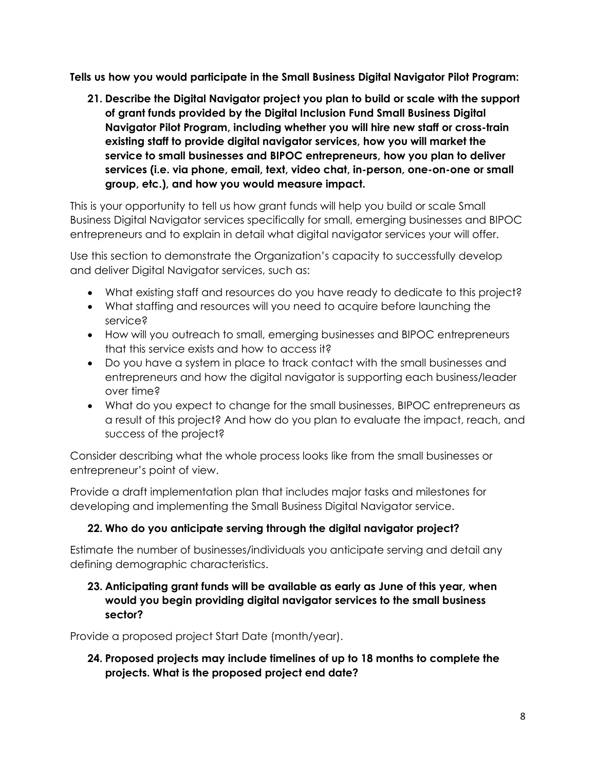**Tells us how you would participate in the Small Business Digital Navigator Pilot Program:**

**21. Describe the Digital Navigator project you plan to build or scale with the support of grant funds provided by the Digital Inclusion Fund Small Business Digital Navigator Pilot Program, including whether you will hire new staff or cross-train existing staff to provide digital navigator services, how you will market the service to small businesses and BIPOC entrepreneurs, how you plan to deliver services (i.e. via phone, email, text, video chat, in-person, one-on-one or small group, etc.), and how you would measure impact.**

This is your opportunity to tell us how grant funds will help you build or scale Small Business Digital Navigator services specifically for small, emerging businesses and BIPOC entrepreneurs and to explain in detail what digital navigator services your will offer.

Use this section to demonstrate the Organization's capacity to successfully develop and deliver Digital Navigator services, such as:

- What existing staff and resources do you have ready to dedicate to this project?
- What staffing and resources will you need to acquire before launching the service?
- How will you outreach to small, emerging businesses and BIPOC entrepreneurs that this service exists and how to access it?
- Do you have a system in place to track contact with the small businesses and entrepreneurs and how the digital navigator is supporting each business/leader over time?
- What do you expect to change for the small businesses, BIPOC entrepreneurs as a result of this project? And how do you plan to evaluate the impact, reach, and success of the project?

Consider describing what the whole process looks like from the small businesses or entrepreneur's point of view.

Provide a draft implementation plan that includes major tasks and milestones for developing and implementing the Small Business Digital Navigator service.

**22. Who do you anticipate serving through the digital navigator project?**

Estimate the number of businesses/individuals you anticipate serving and detail any defining demographic characteristics.

**23. Anticipating grant funds will be available as early as June of this year, when would you begin providing digital navigator services to the small business sector?**

Provide a proposed project Start Date (month/year).

**24. Proposed projects may include timelines of up to 18 months to complete the projects. What is the proposed project end date?**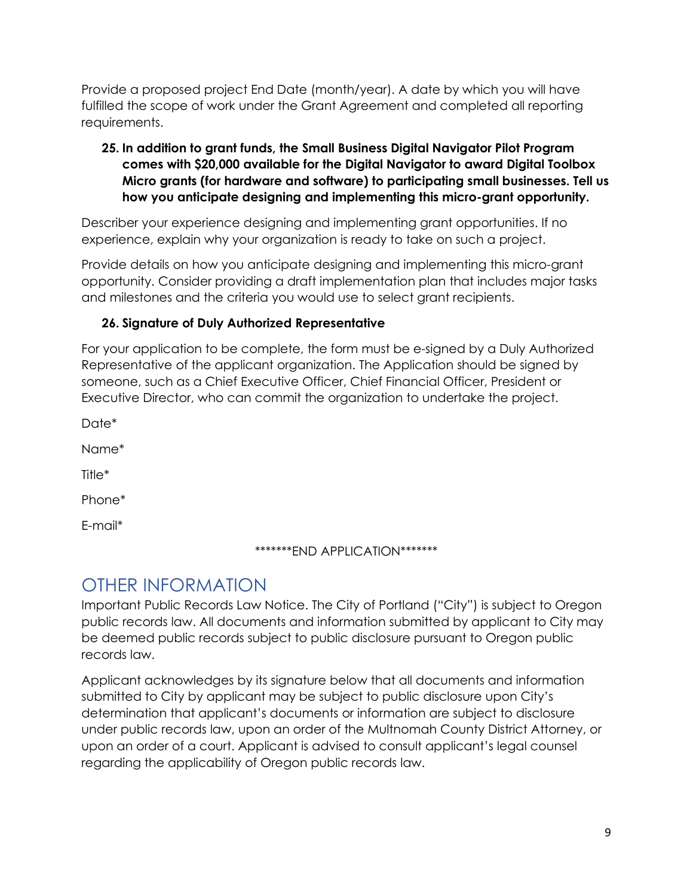Provide a proposed project End Date (month/year). A date by which you will have fulfilled the scope of work under the Grant Agreement and completed all reporting requirements.

**25. In addition to grant funds, the Small Business Digital Navigator Pilot Program comes with $20,000 available for the Digital Navigator to award Digital Toolbox Micro grants (for hardware and software) to participating small businesses. Tell us how you anticipate designing and implementing this micro-grant opportunity.**

Describer your experience designing and implementing grant opportunities. If no experience, explain why your organization is ready to take on such a project.

Provide details on how you anticipate designing and implementing this micro-grant opportunity. Consider providing a draft implementation plan that includes major tasks and milestones and the criteria you would use to select grant recipients.

**26. Signature of Duly Authorized Representative**

For your application to be complete, the form must be e-signed by a Duly Authorized Representative of the applicant organization. The Application should be signed by someone, such as a Chief Executive Officer, Chief Financial Officer, President or Executive Director, who can commit the organization to undertake the project.

Date*

Name*

Title*

Phone*

E-mail*

*******END APPLICATION*******

# OTHER INFORMATION

Important Public Records Law Notice. The City of Portland ("City") is subject to Oregon public records law. All documents and information submitted by applicant to City may be deemed public records subject to public disclosure pursuant to Oregon public records law.

Applicant acknowledges by its signature below that all documents and information submitted to City by applicant may be subject to public disclosure upon City's determination that applicant's documents or information are subject to disclosure under public records law, upon an order of the Multnomah County District Attorney, or upon an order of a court. Applicant is advised to consult applicant's legal counsel regarding the applicability of Oregon public records law.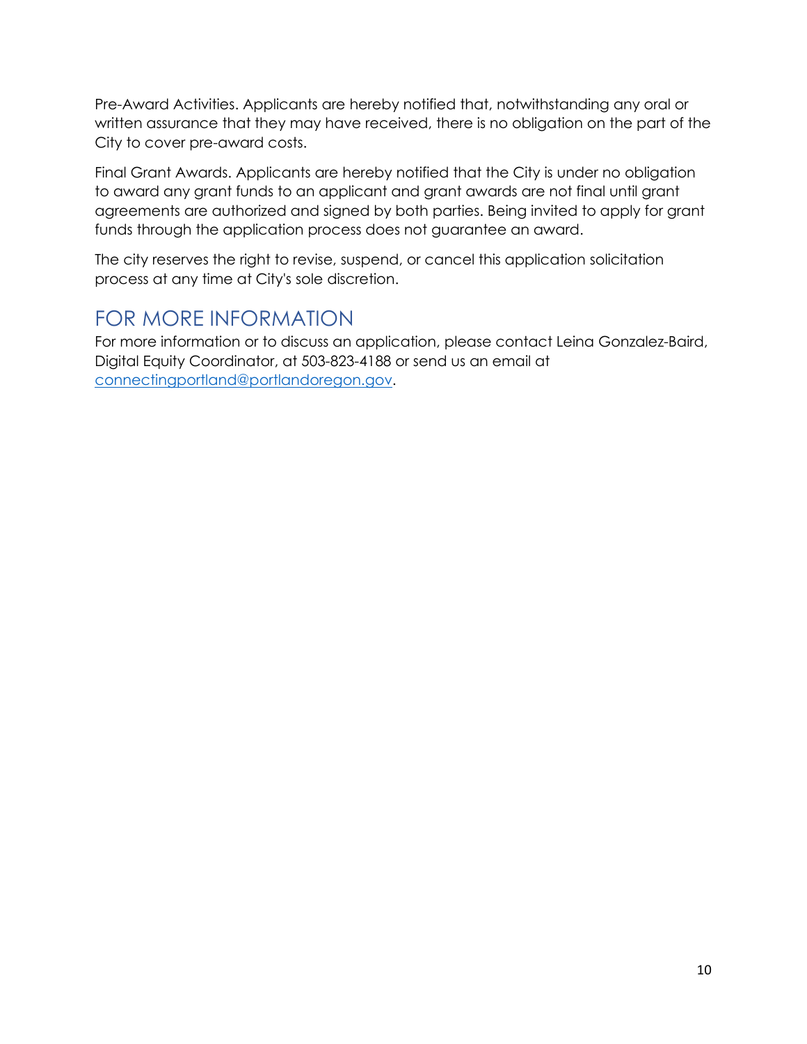Pre-Award Activities. Applicants are hereby notified that, notwithstanding any oral or written assurance that they may have received, there is no obligation on the part of the City to cover pre-award costs.

Final Grant Awards. Applicants are hereby notified that the City is under no obligation to award any grant funds to an applicant and grant awards are not final until grant agreements are authorized and signed by both parties. Being invited to apply for grant funds through the application process does not guarantee an award.

The city reserves the right to revise, suspend, or cancel this application solicitation process at any time at City's sole discretion.

## FOR MORE INFORMATION

For more information or to discuss an application, please contact Leina Gonzalez-Baird, Digital Equity Coordinator, at 503-823-4188 or send us an email at [connectingportland@portlandoregon.gov](mailto:connectingportland@portlandoregon.gov).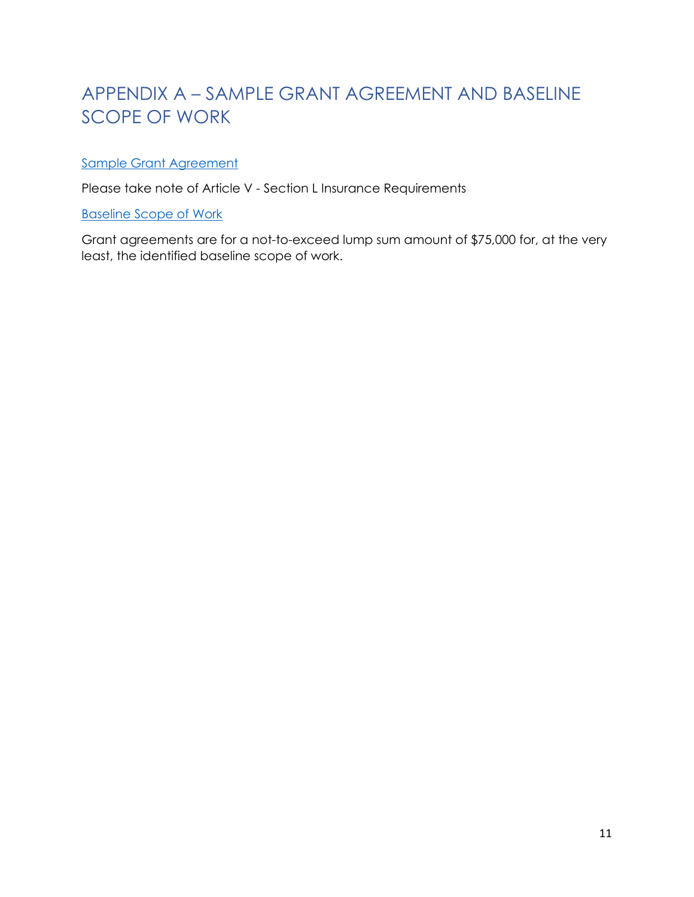# APPENDIX A – SAMPLE GRANT AGREEMENT AND BASELINE SCOPE OF WORK

Sample Grant Agreement

Please take note of Article V - Section L Insurance Requirements

Baseline Scope of Work

Grant agreements are for a not-to-exceed lump sum amount of $75,000 for, at the very least, the identified baseline scope of work.